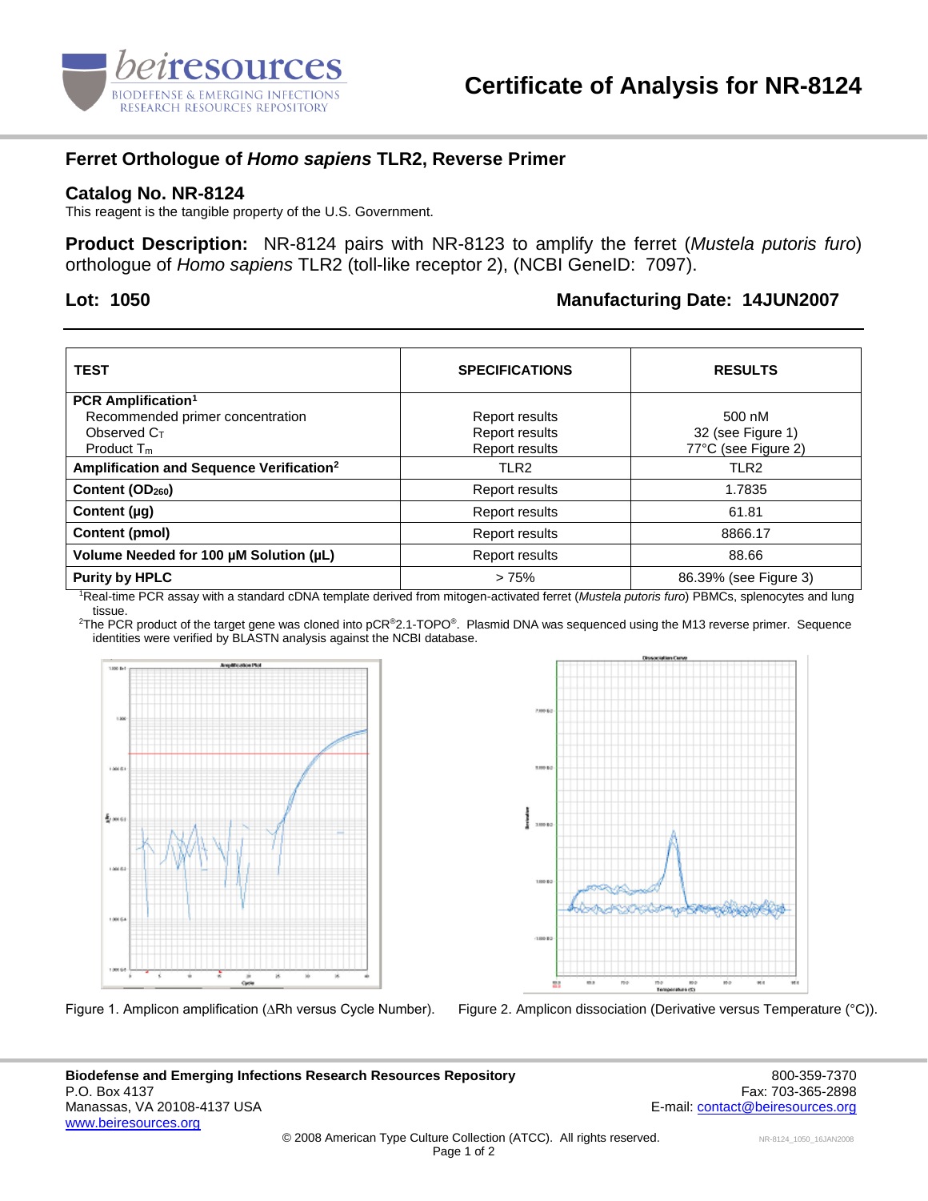# Certificate of Analysis for NR-8124

## Ferret Orthologue of *Homo sapiens* TLR2, Reverse Primer

## Catalog No. NR-8124

This reagent is the tangible property of the U.S. Government.

**Product Description:** NR-8124 pairs with NR-8123 to amplify the ferret (*Mustela putoris furo*) orthologue of *Homo sapiens* TLR2 (toll-like receptor 2), (NCBI GeneID: 7097).

**Lot: 1050** **Manufacturing Date: 14JUN2007**

| TEST | SPECIFICATIONS | RESULTS |
|---|---|---|
| **PCR Amplification**[1]<br>Recommended primer concentration<br>Observed $C_T$<br>Product $T_m$ | <br>Report results<br>Report results<br>Report results | <br>500 nM<br>32 (see Figure 1)<br>77°C (see Figure 2) |
| **Amplification and Sequence Verification**[2] | TLR2 | TLR2 |
| **Content ($OD_{260}$)** | Report results | 1.7835 |
| **Content (µg)** | Report results | 61.81 |
| **Content (pmol)** | Report results | 8866.17 |
| **Volume Needed for 100 µM Solution (µL)** | Report results | 88.66 |
| **Purity by HPLC** | > 75% | 86.39% (see Figure 3) |

[1]Real-time PCR assay with a standard cDNA template derived from mitogen-activated ferret (*Mustela putoris furo*) PBMCs, splenocytes and lung tissue.

[2]The PCR product of the target gene was cloned into pCR®2.1-TOPO®. Plasmid DNA was sequenced using the M13 reverse primer. Sequence identities were verified by BLASTN analysis against the NCBI database.

Figure 1. Amplicon amplification (ΔRh versus Cycle Number).

Figure 2. Amplicon dissociation (Derivative versus Temperature (°C)).

**Biodefense and Emerging Infections Research Resources Repository**
P.O. Box 4137
Manassas, VA 20108-4137 USA
www.beiresources.org

800-359-7370
Fax: 703-365-2898
E-mail: contact@beiresources.org

© 2008 American Type Culture Collection (ATCC). All rights reserved.

NR-8124_1050_16JAN2008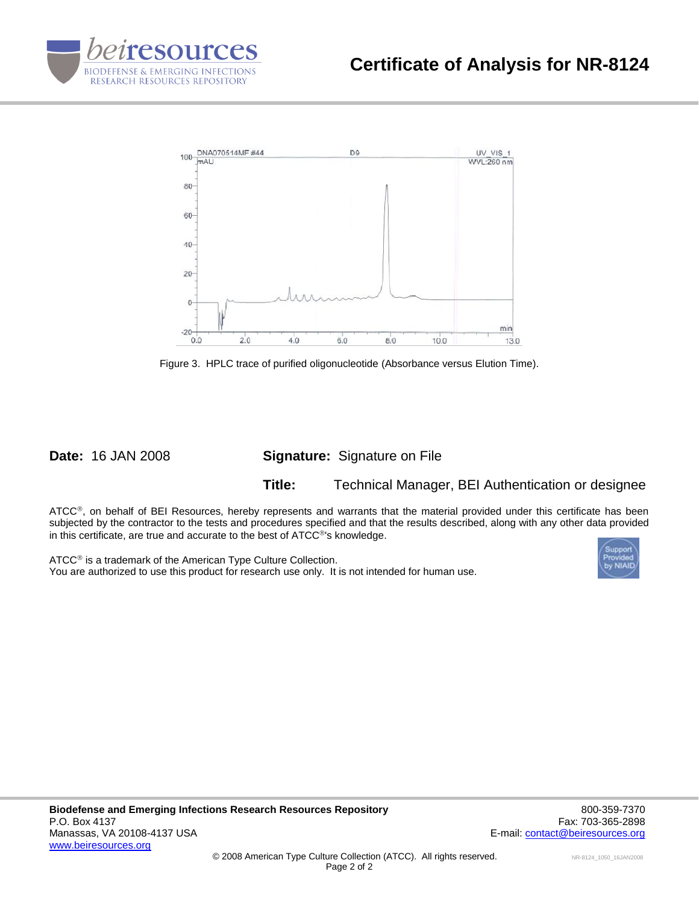# Certificate of Analysis for NR-8124

DNA070514MF #44
D9
UV_VIS_1
WVL:260 nm
100 mAU
80
60
40
20
0
-20
min
0.0
2.0
4.0
6.0
8.0
10.0
13.0

Figure 3. HPLC trace of purified oligonucleotide (Absorbance versus Elution Time).

**Date:** 16 JAN 2008

**Signature:** Signature on File

**Title:** Technical Manager, BEI Authentication or designee

ATCC®, on behalf of BEI Resources, hereby represents and warrants that the material provided under this certificate has been subjected by the contractor to the tests and procedures specified and that the results described, along with any other data provided in this certificate, are true and accurate to the best of ATCC®'s knowledge.

ATCC® is a trademark of the American Type Culture Collection.
You are authorized to use this product for research use only. It is not intended for human use.

Support Provided by NIAID

**Biodefense and Emerging Infections Research Resources Repository**
P.O. Box 4137
Manassas, VA 20108-4137 USA
www.beiresources.org

800-359-7370
Fax: 703-365-2898
E-mail: contact@beiresources.org

© 2008 American Type Culture Collection (ATCC). All rights reserved.

NR-8124_1050_16JAN2008